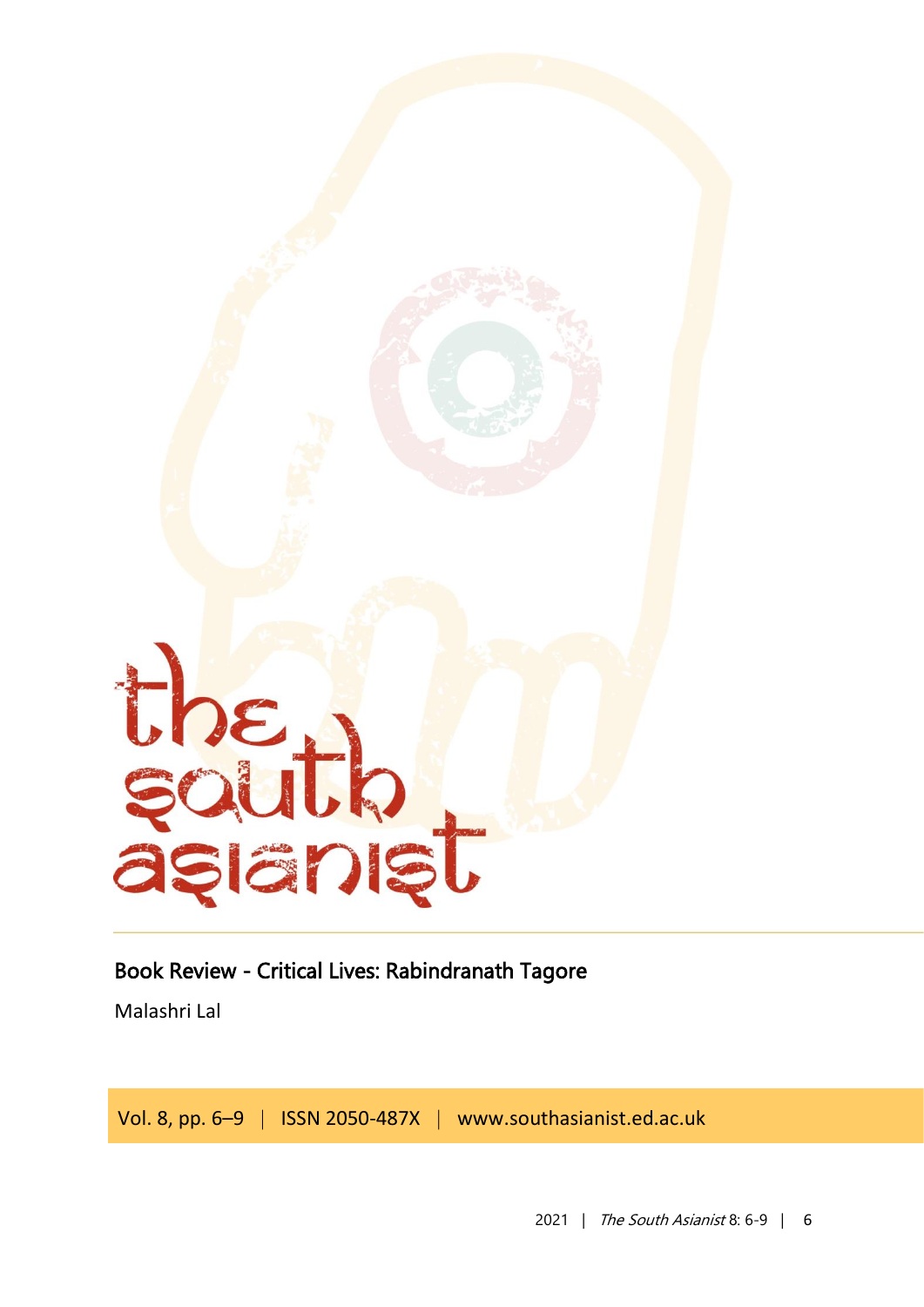# Book Review - Critical Lives: Rabindranath Tagore

Malashri Lal

Vol. 8, pp. 6–9 | ISSN 2050-487X | www.southasianist.ed.ac.uk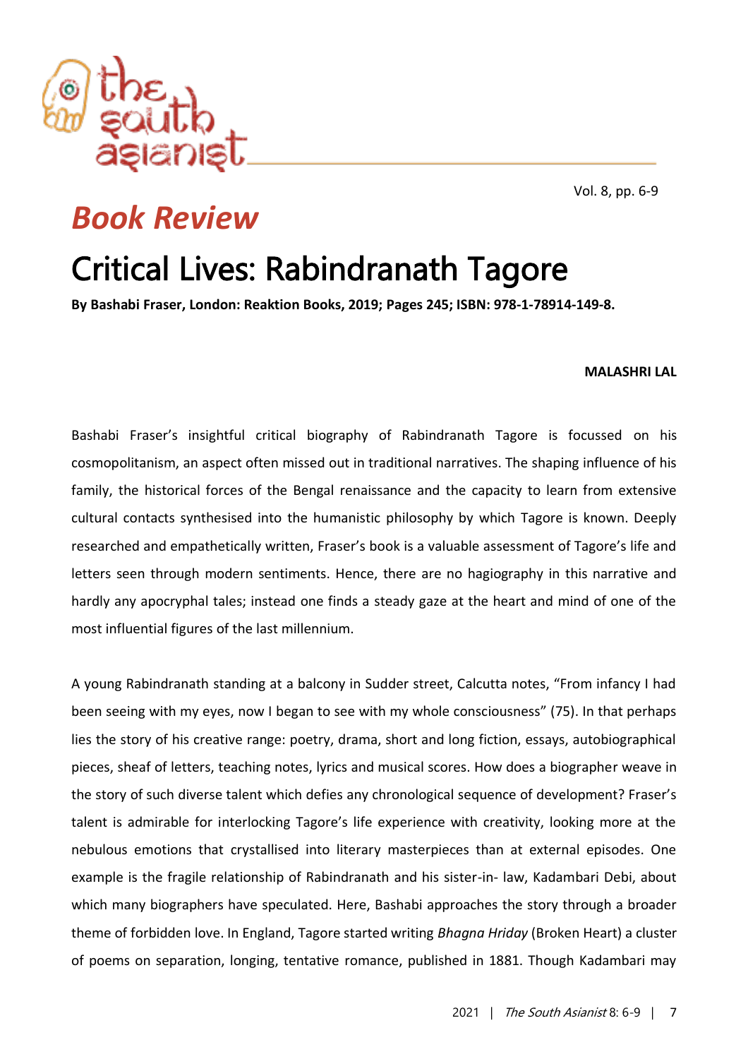# *Book Review*

# Critical Lives: Rabindranath Tagore

**By Bashabi Fraser, London: Reaktion Books, 2019; Pages 245; ISBN: 978-1-78914-149-8.**

**MALASHRI LAL**

Bashabi Fraser's insightful critical biography of Rabindranath Tagore is focussed on his cosmopolitanism, an aspect often missed out in traditional narratives. The shaping influence of his family, the historical forces of the Bengal renaissance and the capacity to learn from extensive cultural contacts synthesised into the humanistic philosophy by which Tagore is known. Deeply researched and empathetically written, Fraser's book is a valuable assessment of Tagore's life and letters seen through modern sentiments. Hence, there are no hagiography in this narrative and hardly any apocryphal tales; instead one finds a steady gaze at the heart and mind of one of the most influential figures of the last millennium.

A young Rabindranath standing at a balcony in Sudder street, Calcutta notes, "From infancy I had been seeing with my eyes, now I began to see with my whole consciousness" (75). In that perhaps lies the story of his creative range: poetry, drama, short and long fiction, essays, autobiographical pieces, sheaf of letters, teaching notes, lyrics and musical scores. How does a biographer weave in the story of such diverse talent which defies any chronological sequence of development? Fraser's talent is admirable for interlocking Tagore's life experience with creativity, looking more at the nebulous emotions that crystallised into literary masterpieces than at external episodes. One example is the fragile relationship of Rabindranath and his sister-in- law, Kadambari Debi, about which many biographers have speculated. Here, Bashabi approaches the story through a broader theme of forbidden love. In England, Tagore started writing *Bhagna Hriday* (Broken Heart) a cluster of poems on separation, longing, tentative romance, published in 1881. Though Kadambari may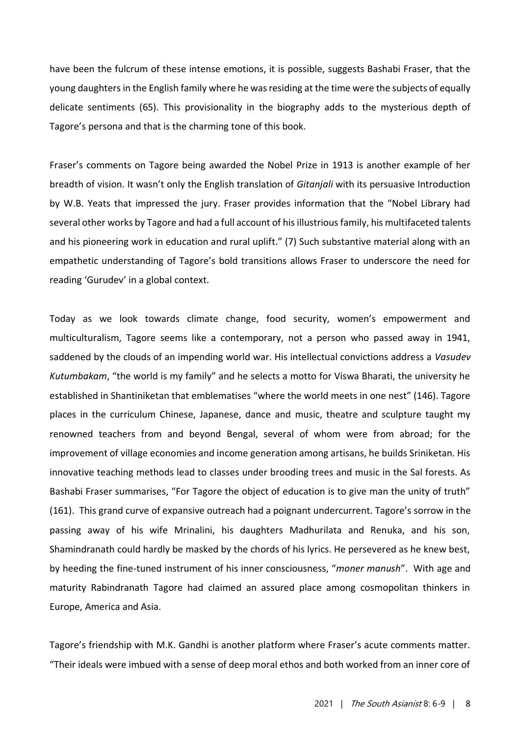have been the fulcrum of these intense emotions, it is possible, suggests Bashabi Fraser, that the young daughters in the English family where he was residing at the time were the subjects of equally delicate sentiments (65). This provisionality in the biography adds to the mysterious depth of Tagore's persona and that is the charming tone of this book.

Fraser's comments on Tagore being awarded the Nobel Prize in 1913 is another example of her breadth of vision. It wasn't only the English translation of *Gitanjali* with its persuasive Introduction by W.B. Yeats that impressed the jury. Fraser provides information that the "Nobel Library had several other works by Tagore and had a full account of his illustrious family, his multifaceted talents and his pioneering work in education and rural uplift." (7) Such substantive material along with an empathetic understanding of Tagore's bold transitions allows Fraser to underscore the need for reading 'Gurudev' in a global context.

Today as we look towards climate change, food security, women's empowerment and multiculturalism, Tagore seems like a contemporary, not a person who passed away in 1941, saddened by the clouds of an impending world war. His intellectual convictions address a *Vasudev Kutumbakam*, "the world is my family" and he selects a motto for Viswa Bharati, the university he established in Shantiniketan that emblematises "where the world meets in one nest" (146). Tagore places in the curriculum Chinese, Japanese, dance and music, theatre and sculpture taught my renowned teachers from and beyond Bengal, several of whom were from abroad; for the improvement of village economies and income generation among artisans, he builds Sriniketan. His innovative teaching methods lead to classes under brooding trees and music in the Sal forests. As Bashabi Fraser summarises, "For Tagore the object of education is to give man the unity of truth" (161). This grand curve of expansive outreach had a poignant undercurrent. Tagore's sorrow in the passing away of his wife Mrinalini, his daughters Madhurilata and Renuka, and his son, Shamindranath could hardly be masked by the chords of his lyrics. He persevered as he knew best, by heeding the fine-tuned instrument of his inner consciousness, "*moner manush*". With age and maturity Rabindranath Tagore had claimed an assured place among cosmopolitan thinkers in Europe, America and Asia.

Tagore's friendship with M.K. Gandhi is another platform where Fraser's acute comments matter. "Their ideals were imbued with a sense of deep moral ethos and both worked from an inner core of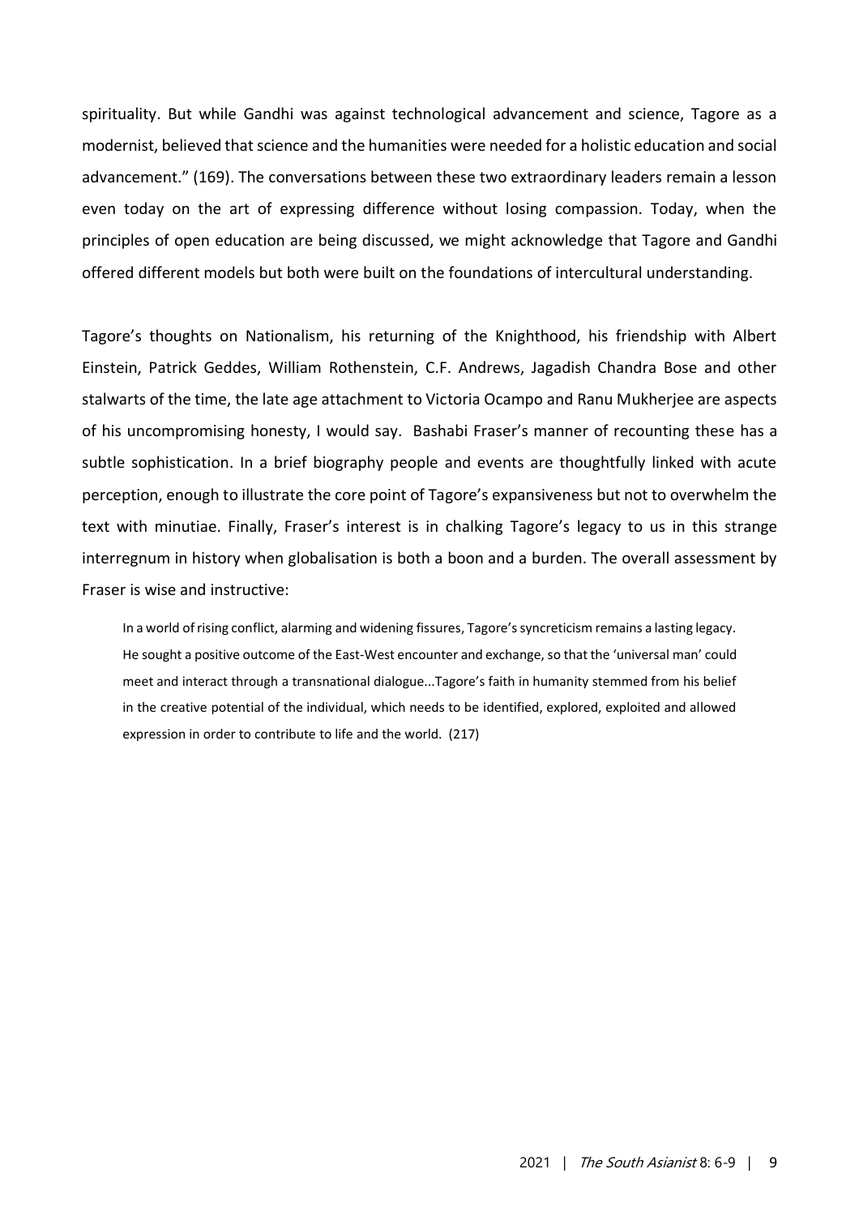spirituality. But while Gandhi was against technological advancement and science, Tagore as a modernist, believed that science and the humanities were needed for a holistic education and social advancement." (169). The conversations between these two extraordinary leaders remain a lesson even today on the art of expressing difference without losing compassion. Today, when the principles of open education are being discussed, we might acknowledge that Tagore and Gandhi offered different models but both were built on the foundations of intercultural understanding.

Tagore's thoughts on Nationalism, his returning of the Knighthood, his friendship with Albert Einstein, Patrick Geddes, William Rothenstein, C.F. Andrews, Jagadish Chandra Bose and other stalwarts of the time, the late age attachment to Victoria Ocampo and Ranu Mukherjee are aspects of his uncompromising honesty, I would say. Bashabi Fraser's manner of recounting these has a subtle sophistication. In a brief biography people and events are thoughtfully linked with acute perception, enough to illustrate the core point of Tagore's expansiveness but not to overwhelm the text with minutiae. Finally, Fraser's interest is in chalking Tagore's legacy to us in this strange interregnum in history when globalisation is both a boon and a burden. The overall assessment by Fraser is wise and instructive:

> In a world of rising conflict, alarming and widening fissures, Tagore's syncreticism remains a lasting legacy. He sought a positive outcome of the East-West encounter and exchange, so that the 'universal man' could meet and interact through a transnational dialogue...Tagore's faith in humanity stemmed from his belief in the creative potential of the individual, which needs to be identified, explored, exploited and allowed expression in order to contribute to life and the world. (217)